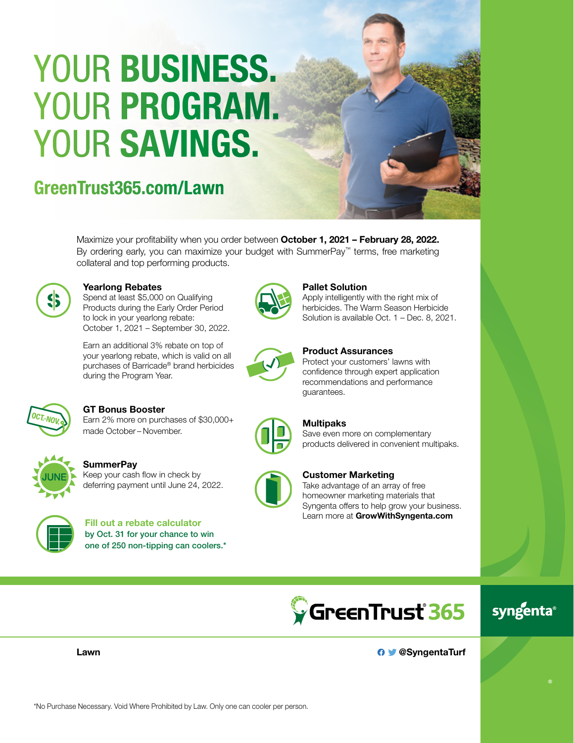# YOUR **BUSINESS.** YOUR **PROGRAM.** YOUR **SAVINGS.**

## GreenTrust365.com/Lawn

Maximize your profitability when you order between **October 1, 2021 – February 28, 2022.** By ordering early, you can maximize your budget with SummerPay™ terms, free marketing collateral and top performing products.

**Yearlong Rebates**
Spend at least $5,000 on Qualifying Products during the Early Order Period to lock in your yearlong rebate: October 1, 2021 – September 30, 2022.

Earn an additional 3% rebate on top of your yearlong rebate, which is valid on all purchases of Barricade® brand herbicides during the Program Year.

**GT Bonus Booster**
Earn 2% more on purchases of $30,000+ made October – November.

**SummerPay**
Keep your cash flow in check by deferring payment until June 24, 2022.

**Fill out a rebate calculator by Oct. 31 for your chance to win one of 250 non-tipping can coolers.***

**Pallet Solution**
Apply intelligently with the right mix of herbicides. The Warm Season Herbicide Solution is available Oct. 1 – Dec. 8, 2021.

**Product Assurances**
Protect your customers' lawns with confidence through expert application recommendations and performance guarantees.

**Multipaks**
Save even more on complementary products delivered in convenient multipaks.

**Customer Marketing**
Take advantage of an array of free homeowner marketing materials that Syngenta offers to help grow your business. Learn more at **GrowWithSyngenta.com**

GreenTrust® 365

syngenta®

**Lawn**

**@SyngentaTurf**

*No Purchase Necessary. Void Where Prohibited by Law. Only one can cooler per person.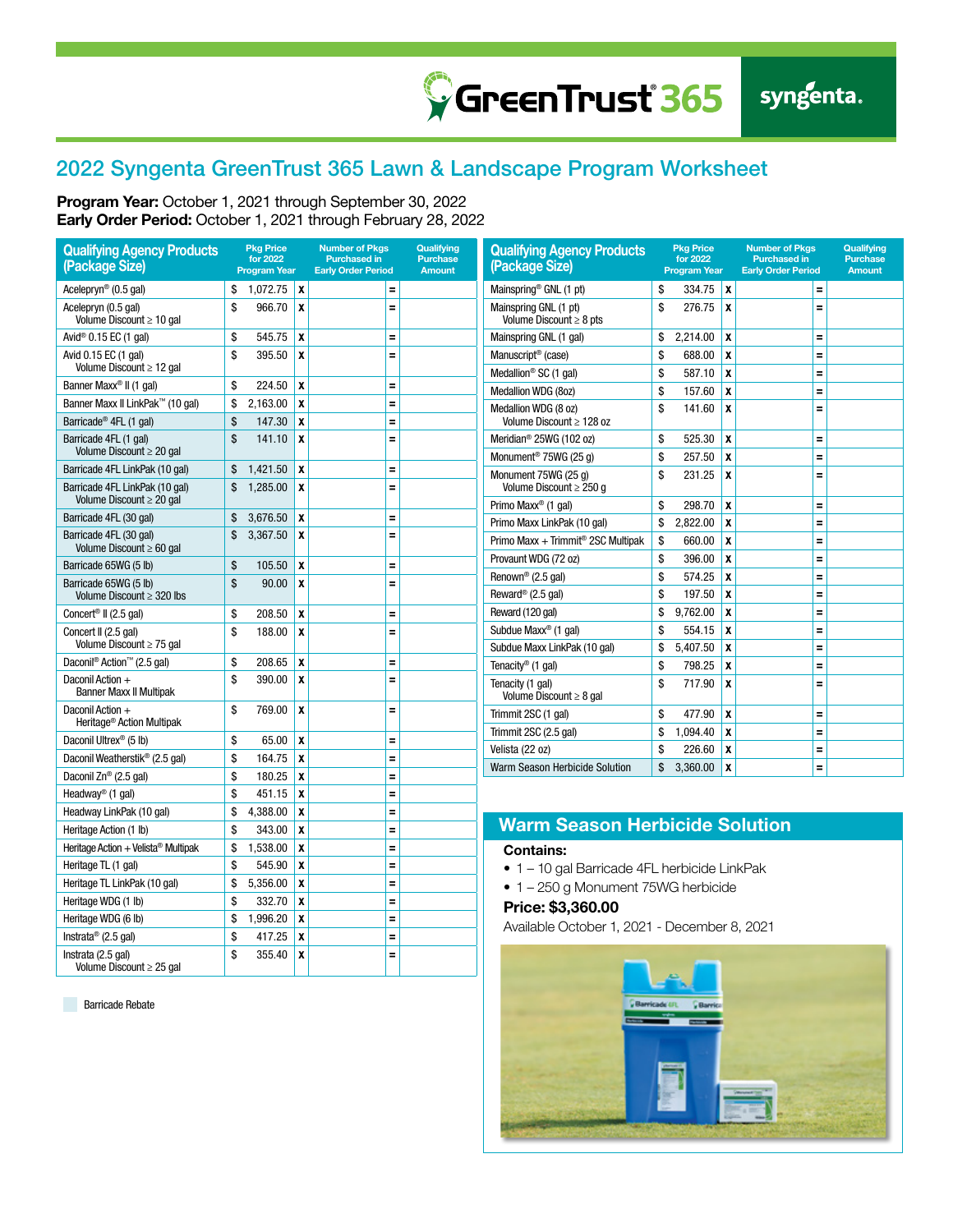## 2022 Syngenta GreenTrust 365 Lawn & Landscape Program Worksheet

**Program Year:** October 1, 2021 through September 30, 2022
**Early Order Period:** October 1, 2021 through February 28, 2022

| Qualifying Agency Products (Package Size) | Pkg Price for 2022 Program Year | | Number of Pkgs Purchased in Early Order Period | | Qualifying Purchase Amount |
|---|---|---|---|---|---|
| Acelepryn® (0.5 gal) | $ 1,072.75 | x | | = | |
| Acelepryn (0.5 gal) Volume Discount ≥ 10 gal | $ 966.70 | x | | = | |
| Avid® 0.15 EC (1 gal) | $ 545.75 | x | | = | |
| Avid 0.15 EC (1 gal) Volume Discount ≥ 12 gal | $ 395.50 | x | | = | |
| Banner Maxx® II (1 gal) | $ 224.50 | x | | = | |
| Banner Maxx II LinkPak™ (10 gal) | $ 2,163.00 | x | | = | |
| Barricade® 4FL (1 gal) | $ 147.30 | x | | = | |
| Barricade 4FL (1 gal) Volume Discount ≥ 20 gal | $ 141.10 | x | | = | |
| Barricade 4FL LinkPak (10 gal) | $ 1,421.50 | x | | = | |
| Barricade 4FL LinkPak (10 gal) Volume Discount ≥ 20 gal | $ 1,285.00 | x | | = | |
| Barricade 4FL (30 gal) | $ 3,676.50 | x | | = | |
| Barricade 4FL (30 gal) Volume Discount ≥ 60 gal | $ 3,367.50 | x | | = | |
| Barricade 65WG (5 lb) | $ 105.50 | x | | = | |
| Barricade 65WG (5 lb) Volume Discount ≥ 320 lbs | $ 90.00 | x | | = | |
| Concert® II (2.5 gal) | $ 208.50 | x | | = | |
| Concert II (2.5 gal) Volume Discount ≥ 75 gal | $ 188.00 | x | | = | |
| Daconil® Action™ (2.5 gal) | $ 208.65 | x | | = | |
| Daconil Action + Banner Maxx II Multipak | $ 390.00 | x | | = | |
| Daconil Action + Heritage® Action Multipak | $ 769.00 | x | | = | |
| Daconil Ultrex® (5 lb) | $ 65.00 | x | | = | |
| Daconil Weatherstik® (2.5 gal) | $ 164.75 | x | | = | |
| Daconil Zn® (2.5 gal) | $ 180.25 | x | | = | |
| Headway® (1 gal) | $ 451.15 | x | | = | |
| Headway LinkPak (10 gal) | $ 4,388.00 | x | | = | |
| Heritage Action (1 lb) | $ 343.00 | x | | = | |
| Heritage Action + Velista® Multipak | $ 1,538.00 | x | | = | |
| Heritage TL (1 gal) | $ 545.90 | x | | = | |
| Heritage TL LinkPak (10 gal) | $ 5,356.00 | x | | = | |
| Heritage WDG (1 lb) | $ 332.70 | x | | = | |
| Heritage WDG (6 lb) | $ 1,996.20 | x | | = | |
| Instrata® (2.5 gal) | $ 417.25 | x | | = | |
| Instrata (2.5 gal) Volume Discount ≥ 25 gal | $ 355.40 | x | | = | |

Barricade Rebate

| Qualifying Agency Products (Package Size) | Pkg Price for 2022 Program Year | | Number of Pkgs Purchased in Early Order Period | | Qualifying Purchase Amount |
|---|---|---|---|---|---|
| Mainspring® GNL (1 pt) | $ 334.75 | x | | = | |
| Mainspring GNL (1 pt) Volume Discount ≥ 8 pts | $ 276.75 | x | | = | |
| Mainspring GNL (1 gal) | $ 2,214.00 | x | | = | |
| Manuscript® (case) | $ 688.00 | x | | = | |
| Medallion® SC (1 gal) | $ 587.10 | x | | = | |
| Medallion WDG (8oz) | $ 157.60 | x | | = | |
| Medallion WDG (8 oz) Volume Discount ≥ 128 oz | $ 141.60 | x | | = | |
| Meridian® 25WG (102 oz) | $ 525.30 | x | | = | |
| Monument® 75WG (25 g) | $ 257.50 | x | | = | |
| Monument 75WG (25 g) Volume Discount ≥ 250 g | $ 231.25 | x | | = | |
| Primo Maxx® (1 gal) | $ 298.70 | x | | = | |
| Primo Maxx LinkPak (10 gal) | $ 2,822.00 | x | | = | |
| Primo Maxx + Trimmit® 2SC Multipak | $ 660.00 | x | | = | |
| Provaunt WDG (72 oz) | $ 396.00 | x | | = | |
| Renown® (2.5 gal) | $ 574.25 | x | | = | |
| Reward® (2.5 gal) | $ 197.50 | x | | = | |
| Reward (120 gal) | $ 9,762.00 | x | | = | |
| Subdue Maxx® (1 gal) | $ 554.15 | x | | = | |
| Subdue Maxx LinkPak (10 gal) | $ 5,407.50 | x | | = | |
| Tenacity® (1 gal) | $ 798.25 | x | | = | |
| Tenacity (1 gal) Volume Discount ≥ 8 gal | $ 717.90 | x | | = | |
| Trimmit 2SC (1 gal) | $ 477.90 | x | | = | |
| Trimmit 2SC (2.5 gal) | $ 1,094.40 | x | | = | |
| Velista (22 oz) | $ 226.60 | x | | = | |
| Warm Season Herbicide Solution | $ 3,360.00 | x | | = | |

### Warm Season Herbicide Solution

**Contains:**

- 1 – 10 gal Barricade 4FL herbicide LinkPak
- 1 – 250 g Monument 75WG herbicide

**Price: $3,360.00**

Available October 1, 2021 - December 8, 2021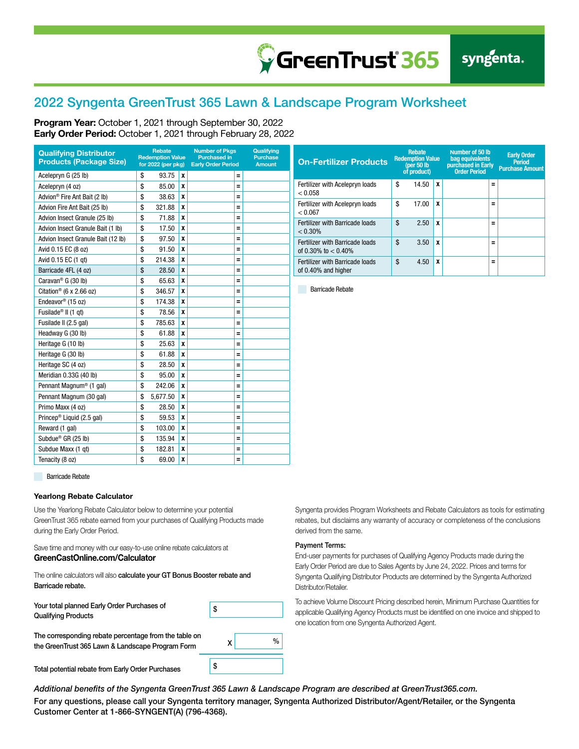GreenTrust® 365 syngenta.

# 2022 Syngenta GreenTrust 365 Lawn & Landscape Program Worksheet

**Program Year:** October 1, 2021 through September 30, 2022
**Early Order Period:** October 1, 2021 through February 28, 2022

| Qualifying Distributor Products (Package Size) | Rebate Redemption Value for 2022 (per pkg) | | Number of Pkgs Purchased in Early Order Period | | Qualifying Purchase Amount |
|---|---|---|---|---|---|
| Acelepryn G (25 lb) | $ 93.75 | x | | = | |
| Acelepryn (4 oz) | $ 85.00 | x | | = | |
| Advion® Fire Ant Bait (2 lb) | $ 38.63 | x | | = | |
| Advion Fire Ant Bait (25 lb) | $ 321.88 | x | | = | |
| Advion Insect Granule (25 lb) | $ 71.88 | x | | = | |
| Advion Insect Granule Bait (1 lb) | $ 17.50 | x | | = | |
| Advion Insect Granule Bait (12 lb) | $ 97.50 | x | | = | |
| Avid 0.15 EC (8 oz) | $ 91.50 | x | | = | |
| Avid 0.15 EC (1 qt) | $ 214.38 | x | | = | |
| Barricade 4FL (4 oz) | $ 28.50 | x | | = | |
| Caravan® G (30 lb) | $ 65.63 | x | | = | |
| Citation® (6 x 2.66 oz) | $ 346.57 | x | | = | |
| Endeavor® (15 oz) | $ 174.38 | x | | = | |
| Fusilade® II (1 qt) | $ 78.56 | x | | = | |
| Fusilade II (2.5 gal) | $ 785.63 | x | | = | |
| Headway G (30 lb) | $ 61.88 | x | | = | |
| Heritage G (10 lb) | $ 25.63 | x | | = | |
| Heritage G (30 lb) | $ 61.88 | x | | = | |
| Heritage SC (4 oz) | $ 28.50 | x | | = | |
| Meridian 0.33G (40 lb) | $ 95.00 | x | | = | |
| Pennant Magnum® (1 gal) | $ 242.06 | x | | = | |
| Pennant Magnum (30 gal) | $ 5,677.50 | x | | = | |
| Primo Maxx (4 oz) | $ 28.50 | x | | = | |
| Princep® Liquid (2.5 gal) | $ 59.53 | x | | = | |
| Reward (1 gal) | $ 103.00 | x | | = | |
| Subdue® GR (25 lb) | $ 135.94 | x | | = | |
| Subdue Maxx (1 qt) | $ 182.81 | x | | = | |
| Tenacity (8 oz) | $ 69.00 | x | | = | |

Barricade Rebate

| On-Fertilizer Products | Rebate Redemption Value (per 50 lb of product) | | Number of 50 lb bag equivalents purchased in Early Order Period | | Early Order Period Purchase Amount |
|---|---|---|---|---|---|
| Fertilizer with Acelepryn loads < 0.058 | $ 14.50 | x | | = | |
| Fertilizer with Acelepryn loads < 0.067 | $ 17.00 | x | | = | |
| Fertilizer with Barricade loads < 0.30% | $ 2.50 | x | | = | |
| Fertilizer with Barricade loads of 0.30% to < 0.40% | $ 3.50 | x | | = | |
| Fertilizer with Barricade loads of 0.40% and higher | $ 4.50 | x | | = | |

Barricade Rebate

### Yearlong Rebate Calculator

Use the Yearlong Rebate Calculator below to determine your potential GreenTrust 365 rebate earned from your purchases of Qualifying Products made during the Early Order Period.

Save time and money with our easy-to-use online rebate calculators at **GreenCastOnline.com/Calculator**

The online calculators will also **calculate your GT Bonus Booster rebate and Barricade rebate.**

| | |
|---|---|
| Your total planned Early Order Purchases of Qualifying Products | $ |
| The corresponding rebate percentage from the table on the GreenTrust 365 Lawn & Landscape Program Form | x % |
| Total potential rebate from Early Order Purchases | $ |

Syngenta provides Program Worksheets and Rebate Calculators as tools for estimating rebates, but disclaims any warranty of accuracy or completeness of the conclusions derived from the same.

**Payment Terms:**

End-user payments for purchases of Qualifying Agency Products made during the Early Order Period are due to Sales Agents by June 24, 2022. Prices and terms for Syngenta Qualifying Distributor Products are determined by the Syngenta Authorized Distributor/Retailer.

To achieve Volume Discount Pricing described herein, Minimum Purchase Quantities for applicable Qualifying Agency Products must be identified on one invoice and shipped to one location from one Syngenta Authorized Agent.

***Additional benefits of the Syngenta GreenTrust 365 Lawn & Landscape Program are described at GreenTrust365.com.***

**For any questions, please call your Syngenta territory manager, Syngenta Authorized Distributor/Agent/Retailer, or the Syngenta Customer Center at 1-866-SYNGENT(A) (796-4368).**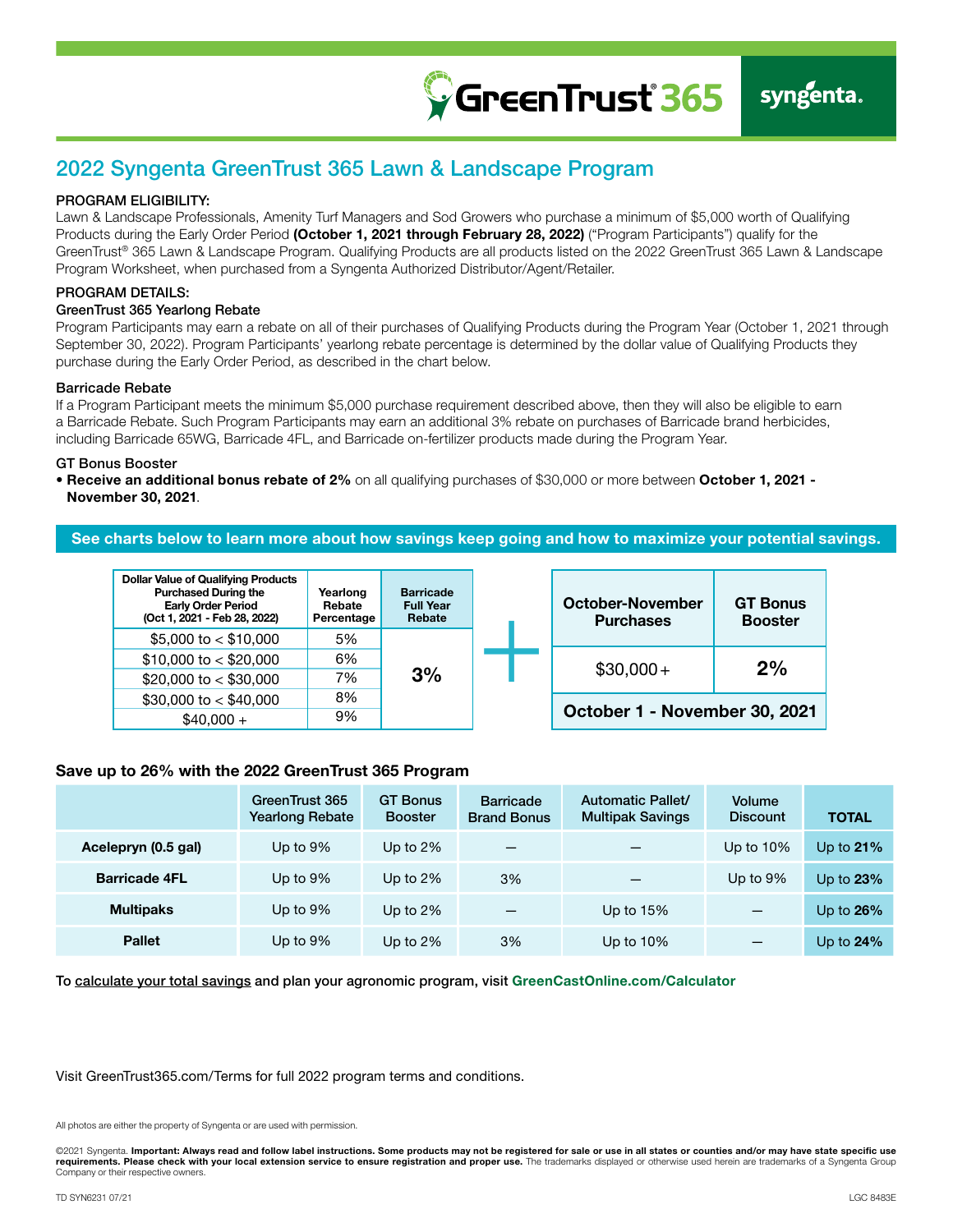GreenTrust® 365 | syngenta.

# 2022 Syngenta GreenTrust 365 Lawn & Landscape Program

**PROGRAM ELIGIBILITY:**

Lawn & Landscape Professionals, Amenity Turf Managers and Sod Growers who purchase a minimum of $5,000 worth of Qualifying Products during the Early Order Period **(October 1, 2021 through February 28, 2022)** ("Program Participants") qualify for the GreenTrust® 365 Lawn & Landscape Program. Qualifying Products are all products listed on the 2022 GreenTrust 365 Lawn & Landscape Program Worksheet, when purchased from a Syngenta Authorized Distributor/Agent/Retailer.

**PROGRAM DETAILS:**

**GreenTrust 365 Yearlong Rebate**

Program Participants may earn a rebate on all of their purchases of Qualifying Products during the Program Year (October 1, 2021 through September 30, 2022). Program Participants' yearlong rebate percentage is determined by the dollar value of Qualifying Products they purchase during the Early Order Period, as described in the chart below.

**Barricade Rebate**

If a Program Participant meets the minimum $5,000 purchase requirement described above, then they will also be eligible to earn a Barricade Rebate. Such Program Participants may earn an additional 3% rebate on purchases of Barricade brand herbicides, including Barricade 65WG, Barricade 4FL, and Barricade on-fertilizer products made during the Program Year.

**GT Bonus Booster**

- **Receive an additional bonus rebate of 2%** on all qualifying purchases of $30,000 or more between **October 1, 2021 - November 30, 2021**.

**See charts below to learn more about how savings keep going and how to maximize your potential savings.**

| Dollar Value of Qualifying Products Purchased During the Early Order Period (Oct 1, 2021 - Feb 28, 2022) | Yearlong Rebate Percentage | Barricade Full Year Rebate |
|---|---|---|
| $5,000 to < $10,000 | 5% | 3% |
| $10,000 to < $20,000 | 6% | |
| $20,000 to < $30,000 | 7% | |
| $30,000 to < $40,000 | 8% | |
| $40,000 + | 9% | |

+

| October-November Purchases | GT Bonus Booster |
|---|---|
| $30,000+ | 2% |
| October 1 - November 30, 2021 | |

### Save up to 26% with the 2022 GreenTrust 365 Program

| | GreenTrust 365 Yearlong Rebate | GT Bonus Booster | Barricade Brand Bonus | Automatic Pallet/ Multipak Savings | Volume Discount | TOTAL |
|---|---|---|---|---|---|---|
| **Acelepryn (0.5 gal)** | Up to 9% | Up to 2% | – | – | Up to 10% | Up to **21%** |
| **Barricade 4FL** | Up to 9% | Up to 2% | 3% | – | Up to 9% | Up to **23%** |
| **Multipaks** | Up to 9% | Up to 2% | – | Up to 15% | – | Up to **26%** |
| **Pallet** | Up to 9% | Up to 2% | 3% | Up to 10% | – | Up to **24%** |

To calculate your total savings and plan your agronomic program, visit **GreenCastOnline.com/Calculator**

Visit GreenTrust365.com/Terms for full 2022 program terms and conditions.

All photos are either the property of Syngenta or are used with permission.

©2021 Syngenta. **Important: Always read and follow label instructions. Some products may not be registered for sale or use in all states or counties and/or may have state specific use requirements. Please check with your local extension service to ensure registration and proper use.** The trademarks displayed or otherwise used herein are trademarks of a Syngenta Group Company or their respective owners.

TD SYN6231 07/21 LGC 8483E